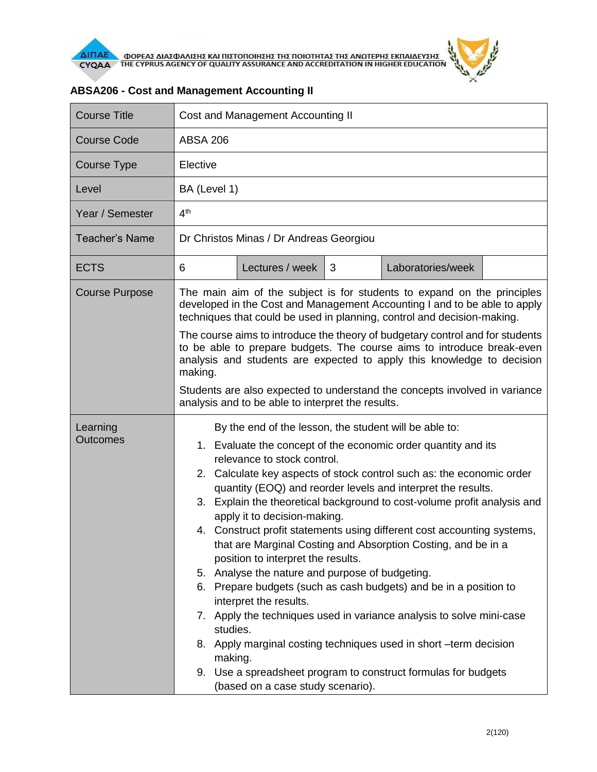ΦΟΡΕΑΣ ΔΙΑΣΦΑΛΙΣΗΣ ΚΑΙ ΠΙΣΤΟΠΟΙΗΣΗΣ ΤΗΣ ΠΟΙΟΤΗΤΑΣ ΤΗΣ ΑΝΩΤΕΡΗΣ ΕΚΠΑΙΔΕΥΣΗΣ
THE CYPRUS AGENCY OF QUALITY ASSURANCE AND ACCREDITATION IN HIGHER EDUCATION

## ABSA206 - Cost and Management Accounting II

| Course Title | Cost and Management Accounting II | | | | |
|---|---|---|---|---|---|
| Course Code | ABSA 206 | | | | |
| Course Type | Elective | | | | |
| Level | BA (Level 1) | | | | |
| Year / Semester | 4th | | | | |
| Teacher's Name | Dr Christos Minas / Dr Andreas Georgiou | | | | |
| ECTS | 6 | Lectures / week | 3 | Laboratories/week | |
| Course Purpose | The main aim of the subject is for students to expand on the principles developed in the Cost and Management Accounting I and to be able to apply techniques that could be used in planning, control and decision-making.<br><br>The course aims to introduce the theory of budgetary control and for students to be able to prepare budgets. The course aims to introduce break-even analysis and students are expected to apply this knowledge to decision making.<br><br>Students are also expected to understand the concepts involved in variance analysis and to be able to interpret the results. | | | | |
| Learning Outcomes | By the end of the lesson, the student will be able to:<br>1. Evaluate the concept of the economic order quantity and its relevance to stock control.<br>2. Calculate key aspects of stock control such as: the economic order quantity (EOQ) and reorder levels and interpret the results.<br>3. Explain the theoretical background to cost-volume profit analysis and apply it to decision-making.<br>4. Construct profit statements using different cost accounting systems, that are Marginal Costing and Absorption Costing, and be in a position to interpret the results.<br>5. Analyse the nature and purpose of budgeting.<br>6. Prepare budgets (such as cash budgets) and be in a position to interpret the results.<br>7. Apply the techniques used in variance analysis to solve mini-case studies.<br>8. Apply marginal costing techniques used in short –term decision making.<br>9. Use a spreadsheet program to construct formulas for budgets (based on a case study scenario). | | | | |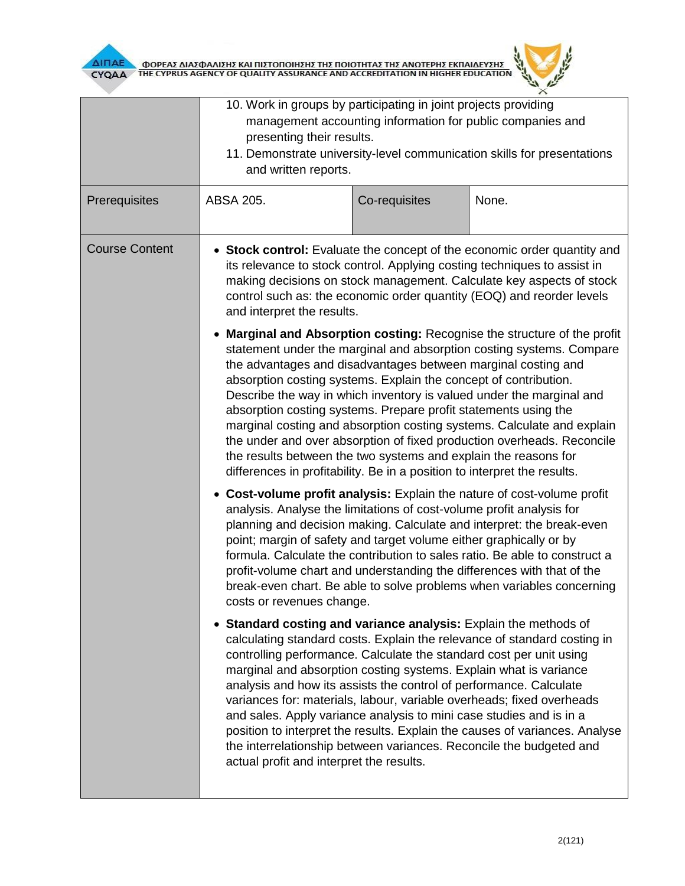| | | | |
|---|---|---|---|
| | 10. Work in groups by participating in joint projects providing management accounting information for public companies and presenting their results.<br>11. Demonstrate university-level communication skills for presentations and written reports. | | |
| Prerequisites | ABSA 205. | Co-requisites | None. |
| Course Content | • **Stock control:** Evaluate the concept of the economic order quantity and its relevance to stock control. Applying costing techniques to assist in making decisions on stock management. Calculate key aspects of stock control such as: the economic order quantity (EOQ) and reorder levels and interpret the results.<br><br>• **Marginal and Absorption costing:** Recognise the structure of the profit statement under the marginal and absorption costing systems. Compare the advantages and disadvantages between marginal costing and absorption costing systems. Explain the concept of contribution. Describe the way in which inventory is valued under the marginal and absorption costing systems. Prepare profit statements using the marginal costing and absorption costing systems. Calculate and explain the under and over absorption of fixed production overheads. Reconcile the results between the two systems and explain the reasons for differences in profitability. Be in a position to interpret the results.<br><br>• **Cost-volume profit analysis:** Explain the nature of cost-volume profit analysis. Analyse the limitations of cost-volume profit analysis for planning and decision making. Calculate and interpret: the break-even point; margin of safety and target volume either graphically or by formula. Calculate the contribution to sales ratio. Be able to construct a profit-volume chart and understanding the differences with that of the break-even chart. Be able to solve problems when variables concerning costs or revenues change.<br><br>• **Standard costing and variance analysis:** Explain the methods of calculating standard costs. Explain the relevance of standard costing in controlling performance. Calculate the standard cost per unit using marginal and absorption costing systems. Explain what is variance analysis and how its assists the control of performance. Calculate variances for: materials, labour, variable overheads; fixed overheads and sales. Apply variance analysis to mini case studies and is in a position to interpret the results. Explain the causes of variances. Analyse the interrelationship between variances. Reconcile the budgeted and actual profit and interpret the results. | | |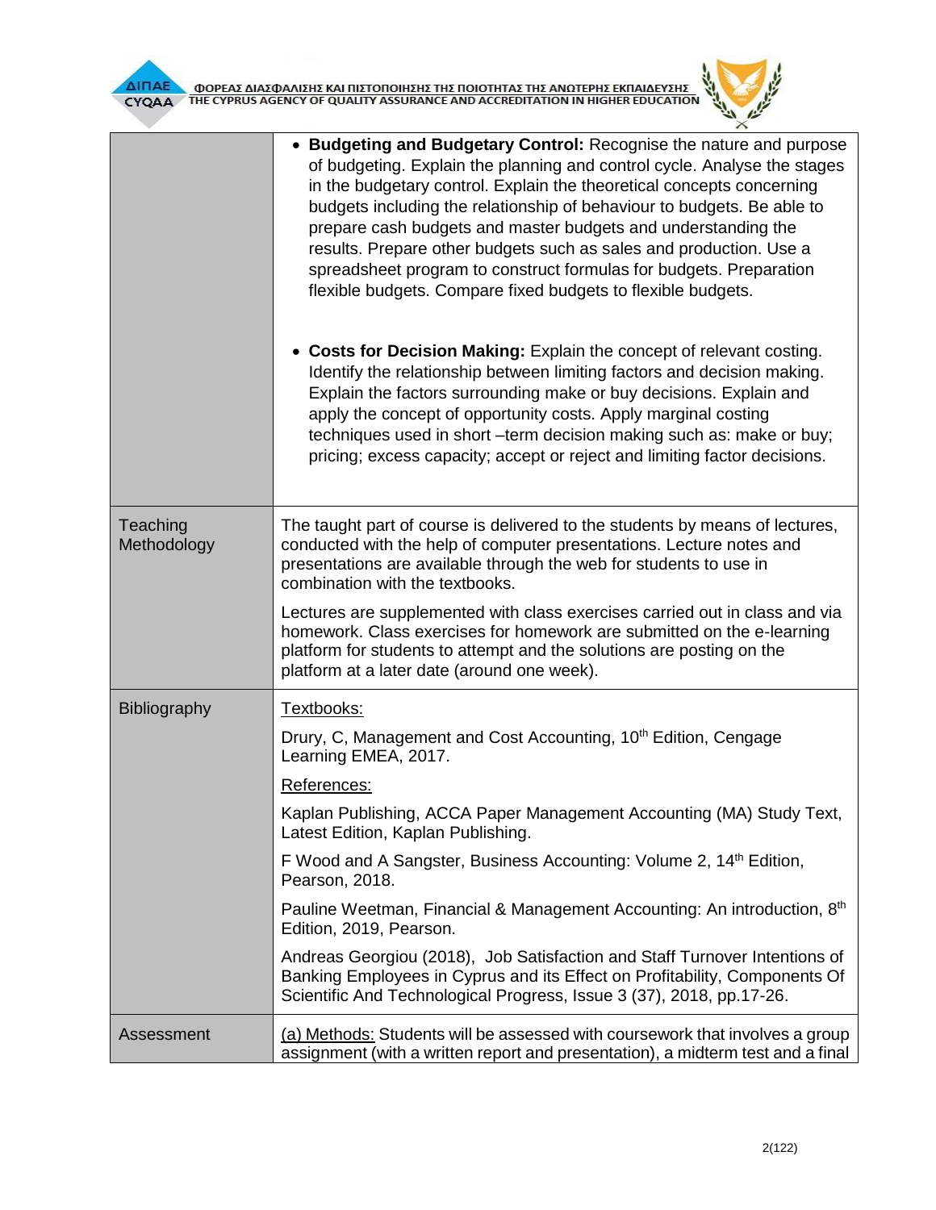| | |
|---|---|
| | • **Budgeting and Budgetary Control:** Recognise the nature and purpose of budgeting. Explain the planning and control cycle. Analyse the stages in the budgetary control. Explain the theoretical concepts concerning budgets including the relationship of behaviour to budgets. Be able to prepare cash budgets and master budgets and understanding the results. Prepare other budgets such as sales and production. Use a spreadsheet program to construct formulas for budgets. Preparation flexible budgets. Compare fixed budgets to flexible budgets.<br><br>• **Costs for Decision Making:** Explain the concept of relevant costing. Identify the relationship between limiting factors and decision making. Explain the factors surrounding make or buy decisions. Explain and apply the concept of opportunity costs. Apply marginal costing techniques used in short –term decision making such as: make or buy; pricing; excess capacity; accept or reject and limiting factor decisions. |
| Teaching Methodology | The taught part of course is delivered to the students by means of lectures, conducted with the help of computer presentations. Lecture notes and presentations are available through the web for students to use in combination with the textbooks.<br><br>Lectures are supplemented with class exercises carried out in class and via homework. Class exercises for homework are submitted on the e-learning platform for students to attempt and the solutions are posting on the platform at a later date (around one week). |
| Bibliography | Textbooks:<br><br>Drury, C, Management and Cost Accounting, 10th Edition, Cengage Learning EMEA, 2017.<br><br>References:<br><br>Kaplan Publishing, ACCA Paper Management Accounting (MA) Study Text, Latest Edition, Kaplan Publishing.<br><br>F Wood and A Sangster, Business Accounting: Volume 2, 14th Edition, Pearson, 2018.<br><br>Pauline Weetman, Financial & Management Accounting: An introduction, 8th Edition, 2019, Pearson.<br><br>Andreas Georgiou (2018), Job Satisfaction and Staff Turnover Intentions of Banking Employees in Cyprus and its Effect on Profitability, Components Of Scientific And Technological Progress, Issue 3 (37), 2018, pp.17-26. |
| Assessment | (a) Methods: Students will be assessed with coursework that involves a group assignment (with a written report and presentation), a midterm test and a final |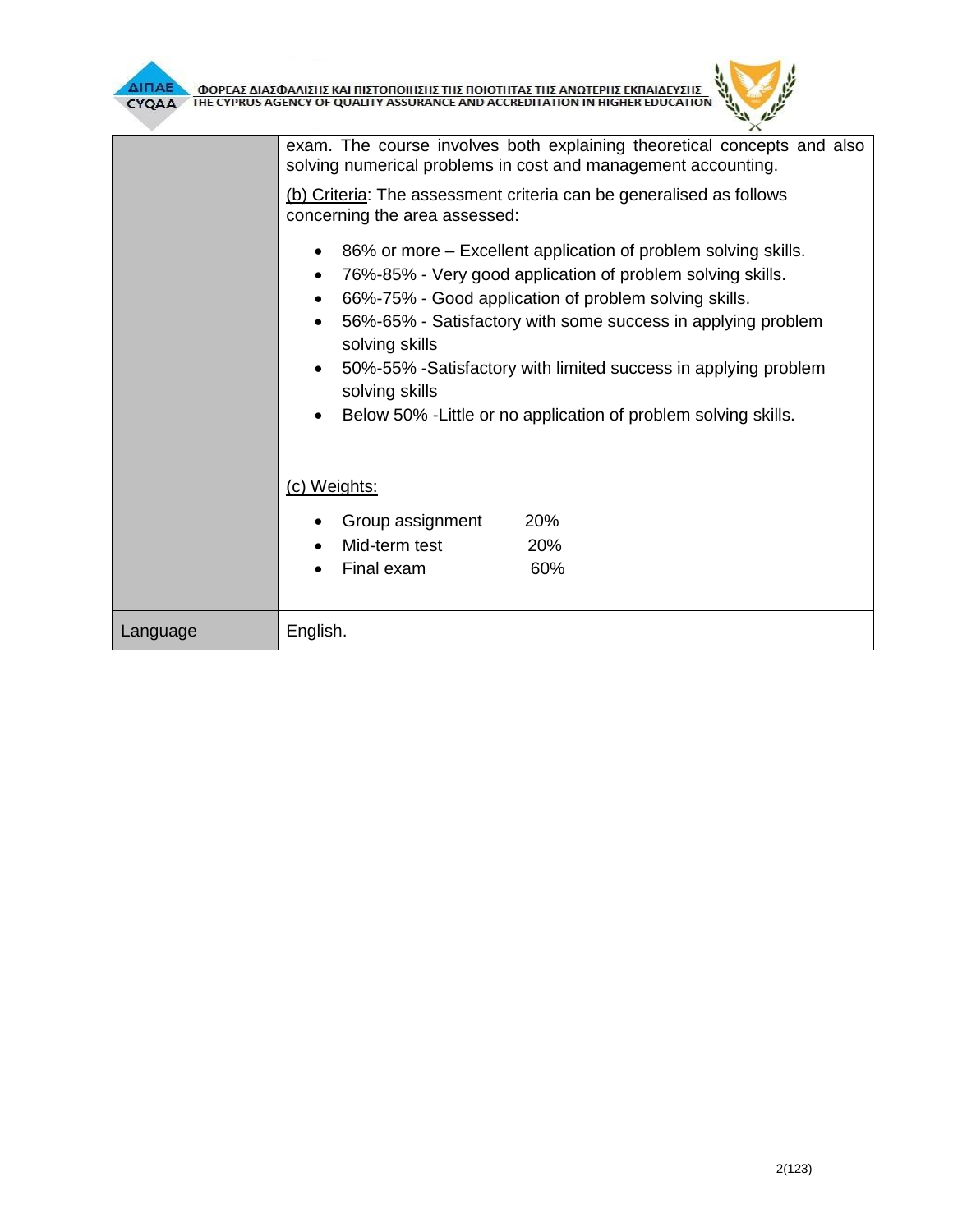| | |
|---|---|
| | exam. The course involves both explaining theoretical concepts and also solving numerical problems in cost and management accounting.<br><br>(b) Criteria: The assessment criteria can be generalised as follows concerning the area assessed:<br><br>• 86% or more – Excellent application of problem solving skills.<br>• 76%-85% - Very good application of problem solving skills.<br>• 66%-75% - Good application of problem solving skills.<br>• 56%-65% - Satisfactory with some success in applying problem solving skills<br>• 50%-55% -Satisfactory with limited success in applying problem solving skills<br>• Below 50% -Little or no application of problem solving skills.<br><br>(c) Weights:<br><br>• Group assignment 20%<br>• Mid-term test 20%<br>• Final exam 60% |
| Language | English. |